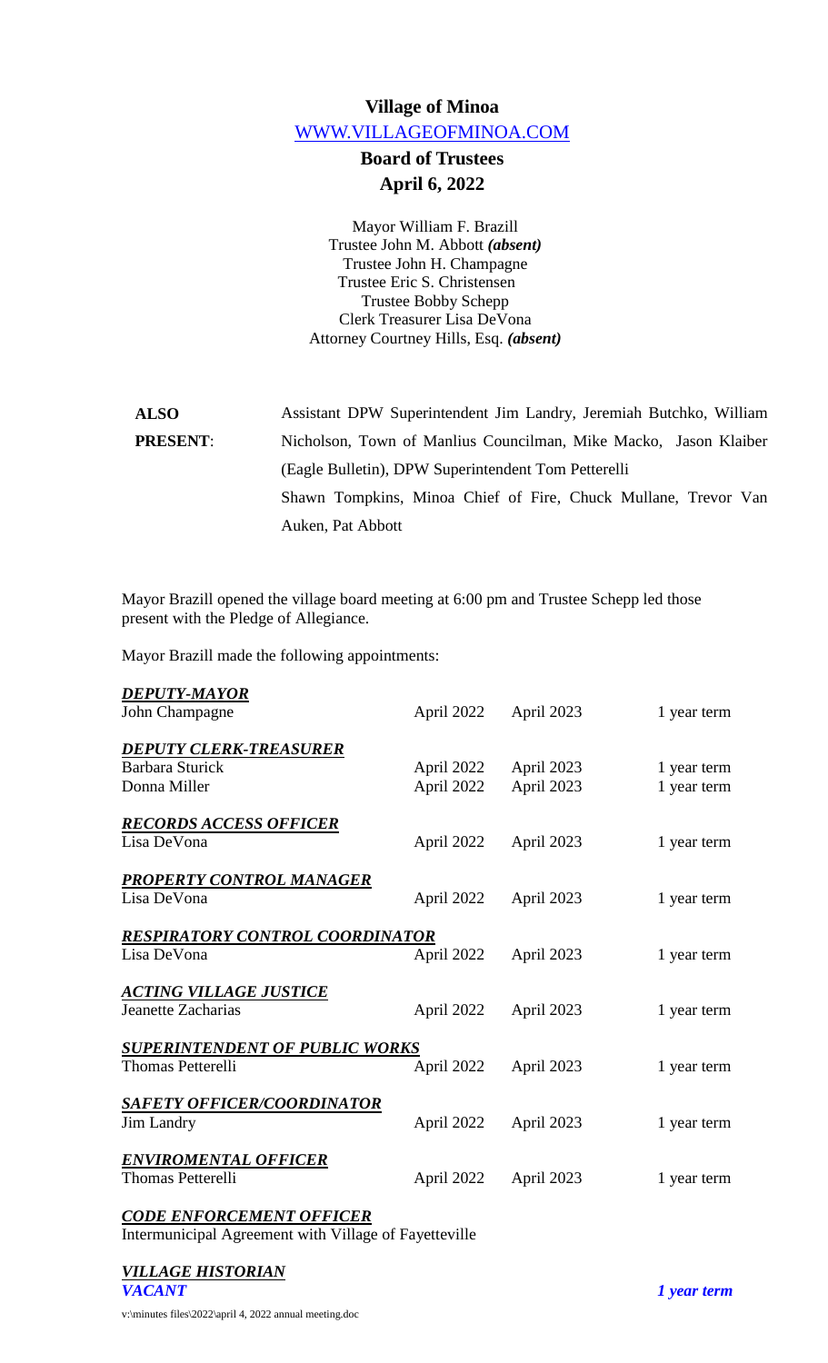# Village of Minoa

WWW.VILLAGEOFMINOA.COM

## Board of Trustees

## April 6, 2022

Mayor William F. Brazill
Trustee John M. Abbott ***(absent)***
Trustee John H. Champagne
Trustee Eric S. Christensen
Trustee Bobby Schepp
Clerk Treasurer Lisa DeVona
Attorney Courtney Hills, Esq. ***(absent)***

**ALSO PRESENT**: Assistant DPW Superintendent Jim Landry, Jeremiah Butchko, William Nicholson, Town of Manlius Councilman, Mike Macko, Jason Klaiber (Eagle Bulletin), DPW Superintendent Tom Petterelli
Shawn Tompkins, Minoa Chief of Fire, Chuck Mullane, Trevor Van Auken, Pat Abbott

Mayor Brazill opened the village board meeting at 6:00 pm and Trustee Schepp led those present with the Pledge of Allegiance.

Mayor Brazill made the following appointments:

***DEPUTY-MAYOR***

| | | | |
|---|---|---|---|
| John Champagne | April 2022 | April 2023 | 1 year term |

***DEPUTY CLERK-TREASURER***

| | | | |
|---|---|---|---|
| Barbara Sturick | April 2022 | April 2023 | 1 year term |
| Donna Miller | April 2022 | April 2023 | 1 year term |

***RECORDS ACCESS OFFICER***

| | | | |
|---|---|---|---|
| Lisa DeVona | April 2022 | April 2023 | 1 year term |

***PROPERTY CONTROL MANAGER***

| | | | |
|---|---|---|---|
| Lisa DeVona | April 2022 | April 2023 | 1 year term |

***RESPIRATORY CONTROL COORDINATOR***

| | | | |
|---|---|---|---|
| Lisa DeVona | April 2022 | April 2023 | 1 year term |

***ACTING VILLAGE JUSTICE***

| | | | |
|---|---|---|---|
| Jeanette Zacharias | April 2022 | April 2023 | 1 year term |

***SUPERINTENDENT OF PUBLIC WORKS***

| | | | |
|---|---|---|---|
| Thomas Petterelli | April 2022 | April 2023 | 1 year term |

***SAFETY OFFICER/COORDINATOR***

| | | | |
|---|---|---|---|
| Jim Landry | April 2022 | April 2023 | 1 year term |

***ENVIROMENTAL OFFICER***

| | | | |
|---|---|---|---|
| Thomas Petterelli | April 2022 | April 2023 | 1 year term |

***CODE ENFORCEMENT OFFICER***

Intermunicipal Agreement with Village of Fayetteville

***VILLAGE HISTORIAN***

***VACANT*** ***1 year term***

v:\minutes files\2022\april 4, 2022 annual meeting.doc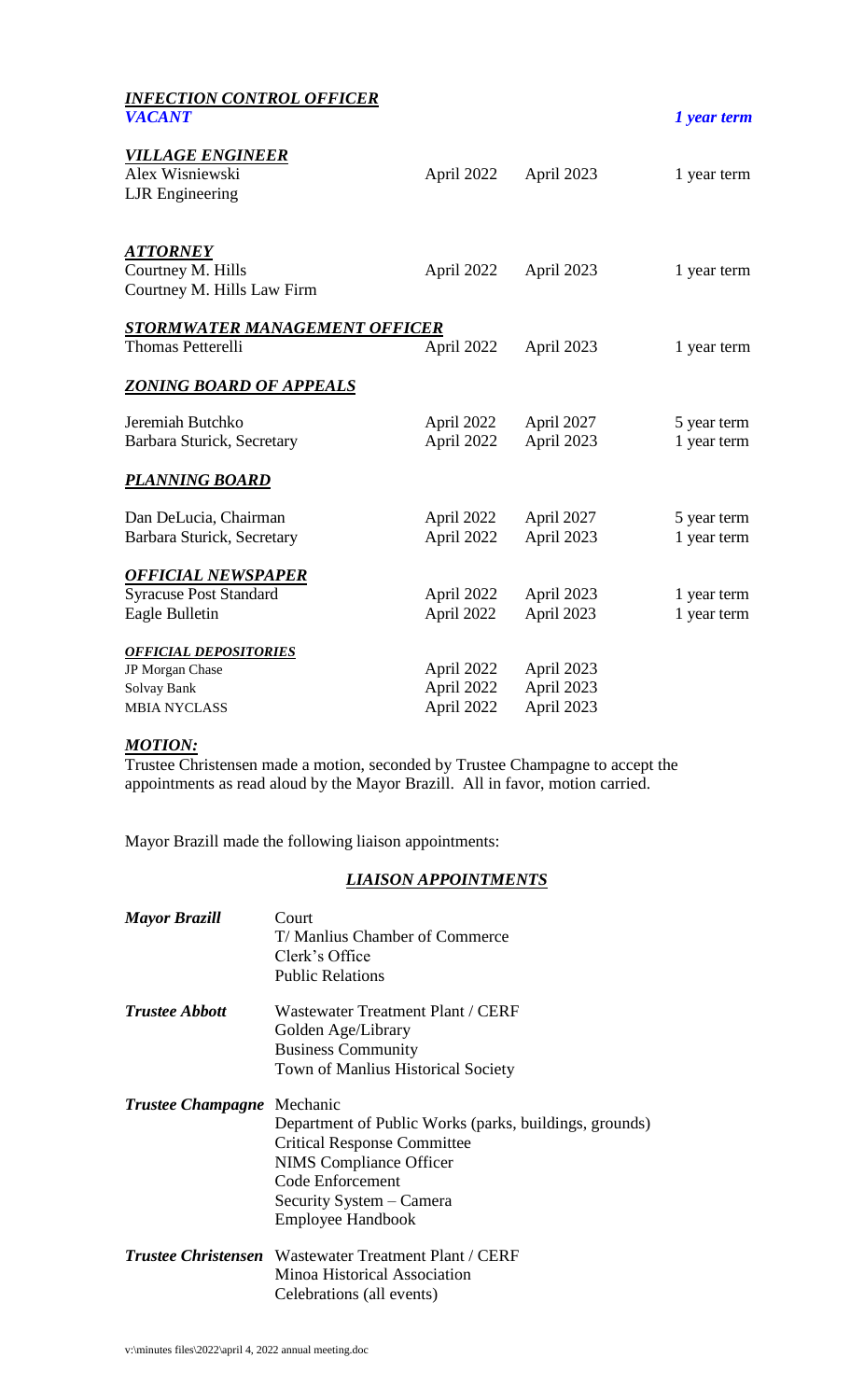***INFECTION CONTROL OFFICER***

| | | | |
|---|---|---|---|
| ***VACANT*** | | | ***1 year term*** |

***VILLAGE ENGINEER***

| | | | |
|---|---|---|---|
| Alex Wisniewski<br>LJR Engineering | April 2022 | April 2023 | 1 year term |

***ATTORNEY***

| | | | |
|---|---|---|---|
| Courtney M. Hills<br>Courtney M. Hills Law Firm | April 2022 | April 2023 | 1 year term |

***STORMWATER MANAGEMENT OFFICER***

| | | | |
|---|---|---|---|
| Thomas Petterelli | April 2022 | April 2023 | 1 year term |

***ZONING BOARD OF APPEALS***

| | | | |
|---|---|---|---|
| Jeremiah Butchko | April 2022 | April 2027 | 5 year term |
| Barbara Sturick, Secretary | April 2022 | April 2023 | 1 year term |

***PLANNING BOARD***

| | | | |
|---|---|---|---|
| Dan DeLucia, Chairman | April 2022 | April 2027 | 5 year term |
| Barbara Sturick, Secretary | April 2022 | April 2023 | 1 year term |

***OFFICIAL NEWSPAPER***

| | | | |
|---|---|---|---|
| Syracuse Post Standard | April 2022 | April 2023 | 1 year term |
| Eagle Bulletin | April 2022 | April 2023 | 1 year term |

***OFFICIAL DEPOSITORIES***

| | | |
|---|---|---|
| JP Morgan Chase | April 2022 | April 2023 |
| Solvay Bank | April 2022 | April 2023 |
| MBIA NYCLASS | April 2022 | April 2023 |

***MOTION:***
Trustee Christensen made a motion, seconded by Trustee Champagne to accept the appointments as read aloud by the Mayor Brazill. All in favor, motion carried.

Mayor Brazill made the following liaison appointments:

***LIAISON APPOINTMENTS***

***Mayor Brazill***
- Court
- T/ Manlius Chamber of Commerce
- Clerk's Office
- Public Relations

***Trustee Abbott***
- Wastewater Treatment Plant / CERF
- Golden Age/Library
- Business Community
- Town of Manlius Historical Society

***Trustee Champagne***
- Mechanic
- Department of Public Works (parks, buildings, grounds)
- Critical Response Committee
- NIMS Compliance Officer
- Code Enforcement
- Security System – Camera
- Employee Handbook

***Trustee Christensen***
- Wastewater Treatment Plant / CERF
- Minoa Historical Association
- Celebrations (all events)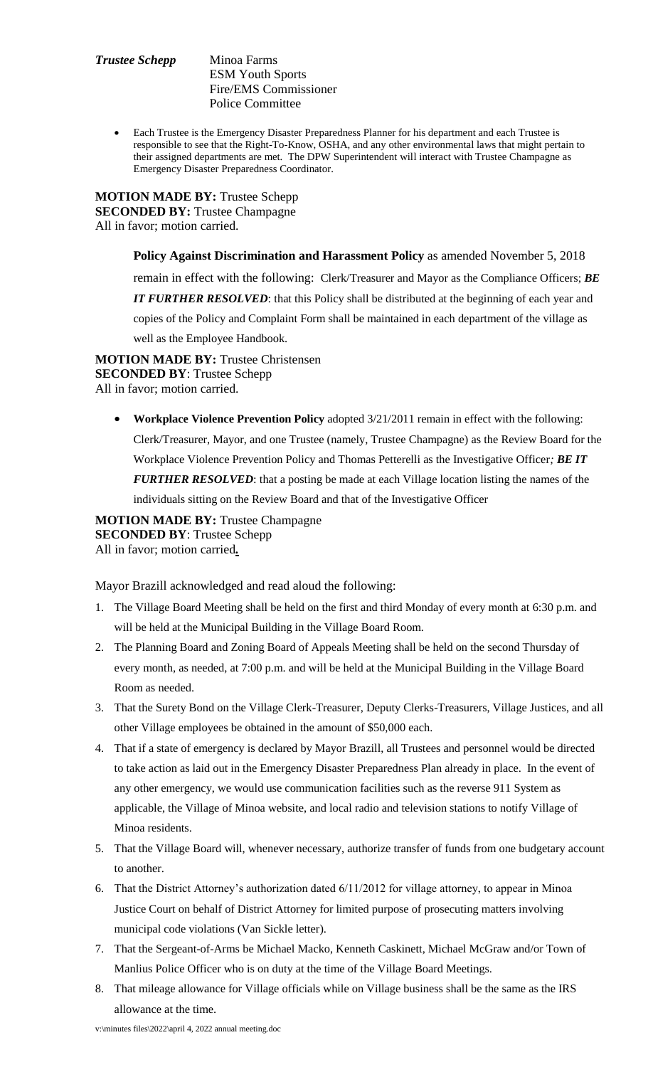***Trustee Schepp*** Minoa Farms
ESM Youth Sports
Fire/EMS Commissioner
Police Committee

- Each Trustee is the Emergency Disaster Preparedness Planner for his department and each Trustee is responsible to see that the Right-To-Know, OSHA, and any other environmental laws that might pertain to their assigned departments are met. The DPW Superintendent will interact with Trustee Champagne as Emergency Disaster Preparedness Coordinator.

**MOTION MADE BY:** Trustee Schepp
**SECONDED BY:** Trustee Champagne
All in favor; motion carried.

**Policy Against Discrimination and Harassment Policy** as amended November 5, 2018 remain in effect with the following: Clerk/Treasurer and Mayor as the Compliance Officers; ***BE IT FURTHER RESOLVED***: that this Policy shall be distributed at the beginning of each year and copies of the Policy and Complaint Form shall be maintained in each department of the village as well as the Employee Handbook.

**MOTION MADE BY:** Trustee Christensen
**SECONDED BY**: Trustee Schepp
All in favor; motion carried.

- **Workplace Violence Prevention Policy** adopted 3/21/2011 remain in effect with the following: Clerk/Treasurer, Mayor, and one Trustee (namely, Trustee Champagne) as the Review Board for the Workplace Violence Prevention Policy and Thomas Petterelli as the Investigative Officer*; **BE IT FURTHER RESOLVED***: that a posting be made at each Village location listing the names of the individuals sitting on the Review Board and that of the Investigative Officer

**MOTION MADE BY:** Trustee Champagne
**SECONDED BY**: Trustee Schepp
All in favor; motion carried**.**

Mayor Brazill acknowledged and read aloud the following:

1. The Village Board Meeting shall be held on the first and third Monday of every month at 6:30 p.m. and will be held at the Municipal Building in the Village Board Room.
2. The Planning Board and Zoning Board of Appeals Meeting shall be held on the second Thursday of every month, as needed, at 7:00 p.m. and will be held at the Municipal Building in the Village Board Room as needed.
3. That the Surety Bond on the Village Clerk-Treasurer, Deputy Clerks-Treasurers, Village Justices, and all other Village employees be obtained in the amount of $50,000 each.
4. That if a state of emergency is declared by Mayor Brazill, all Trustees and personnel would be directed to take action as laid out in the Emergency Disaster Preparedness Plan already in place. In the event of any other emergency, we would use communication facilities such as the reverse 911 System as applicable, the Village of Minoa website, and local radio and television stations to notify Village of Minoa residents.
5. That the Village Board will, whenever necessary, authorize transfer of funds from one budgetary account to another.
6. That the District Attorney's authorization dated 6/11/2012 for village attorney, to appear in Minoa Justice Court on behalf of District Attorney for limited purpose of prosecuting matters involving municipal code violations (Van Sickle letter).
7. That the Sergeant-of-Arms be Michael Macko, Kenneth Caskinett, Michael McGraw and/or Town of Manlius Police Officer who is on duty at the time of the Village Board Meetings.
8. That mileage allowance for Village officials while on Village business shall be the same as the IRS allowance at the time.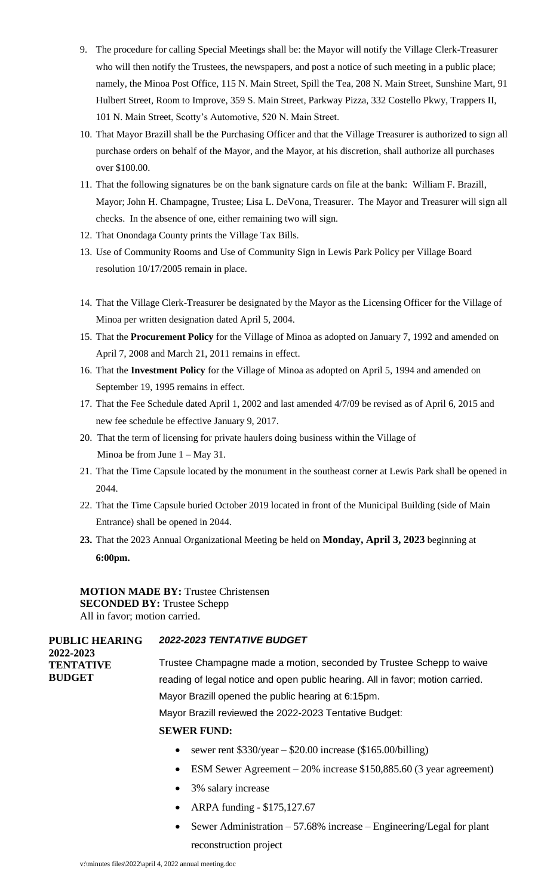9. The procedure for calling Special Meetings shall be: the Mayor will notify the Village Clerk-Treasurer who will then notify the Trustees, the newspapers, and post a notice of such meeting in a public place; namely, the Minoa Post Office, 115 N. Main Street, Spill the Tea, 208 N. Main Street, Sunshine Mart, 91 Hulbert Street, Room to Improve, 359 S. Main Street, Parkway Pizza, 332 Costello Pkwy, Trappers II, 101 N. Main Street, Scotty's Automotive, 520 N. Main Street.
10. That Mayor Brazill shall be the Purchasing Officer and that the Village Treasurer is authorized to sign all purchase orders on behalf of the Mayor, and the Mayor, at his discretion, shall authorize all purchases over $100.00.
11. That the following signatures be on the bank signature cards on file at the bank: William F. Brazill, Mayor; John H. Champagne, Trustee; Lisa L. DeVona, Treasurer. The Mayor and Treasurer will sign all checks. In the absence of one, either remaining two will sign.
12. That Onondaga County prints the Village Tax Bills.
13. Use of Community Rooms and Use of Community Sign in Lewis Park Policy per Village Board resolution 10/17/2005 remain in place.
14. That the Village Clerk-Treasurer be designated by the Mayor as the Licensing Officer for the Village of Minoa per written designation dated April 5, 2004.
15. That the **Procurement Policy** for the Village of Minoa as adopted on January 7, 1992 and amended on April 7, 2008 and March 21, 2011 remains in effect.
16. That the **Investment Policy** for the Village of Minoa as adopted on April 5, 1994 and amended on September 19, 1995 remains in effect.
17. That the Fee Schedule dated April 1, 2002 and last amended 4/7/09 be revised as of April 6, 2015 and new fee schedule be effective January 9, 2017.
20. That the term of licensing for private haulers doing business within the Village of Minoa be from June 1 – May 31.
21. That the Time Capsule located by the monument in the southeast corner at Lewis Park shall be opened in 2044.
22. That the Time Capsule buried October 2019 located in front of the Municipal Building (side of Main Entrance) shall be opened in 2044.
23. That the 2023 Annual Organizational Meeting be held on **Monday, April 3, 2023** beginning at **6:00pm.**

**MOTION MADE BY:** Trustee Christensen
**SECONDED BY:** Trustee Schepp
All in favor; motion carried.

**PUBLIC HEARING 2022-2023 TENTATIVE BUDGET**

***2022-2023 TENTATIVE BUDGET***

Trustee Champagne made a motion, seconded by Trustee Schepp to waive reading of legal notice and open public hearing. All in favor; motion carried.

Mayor Brazill opened the public hearing at 6:15pm.

Mayor Brazill reviewed the 2022-2023 Tentative Budget:

**SEWER FUND:**

- sewer rent $330/year – $20.00 increase ($165.00/billing)
- ESM Sewer Agreement – 20% increase $150,885.60 (3 year agreement)
- 3% salary increase
- ARPA funding - $175,127.67
- Sewer Administration – 57.68% increase – Engineering/Legal for plant reconstruction project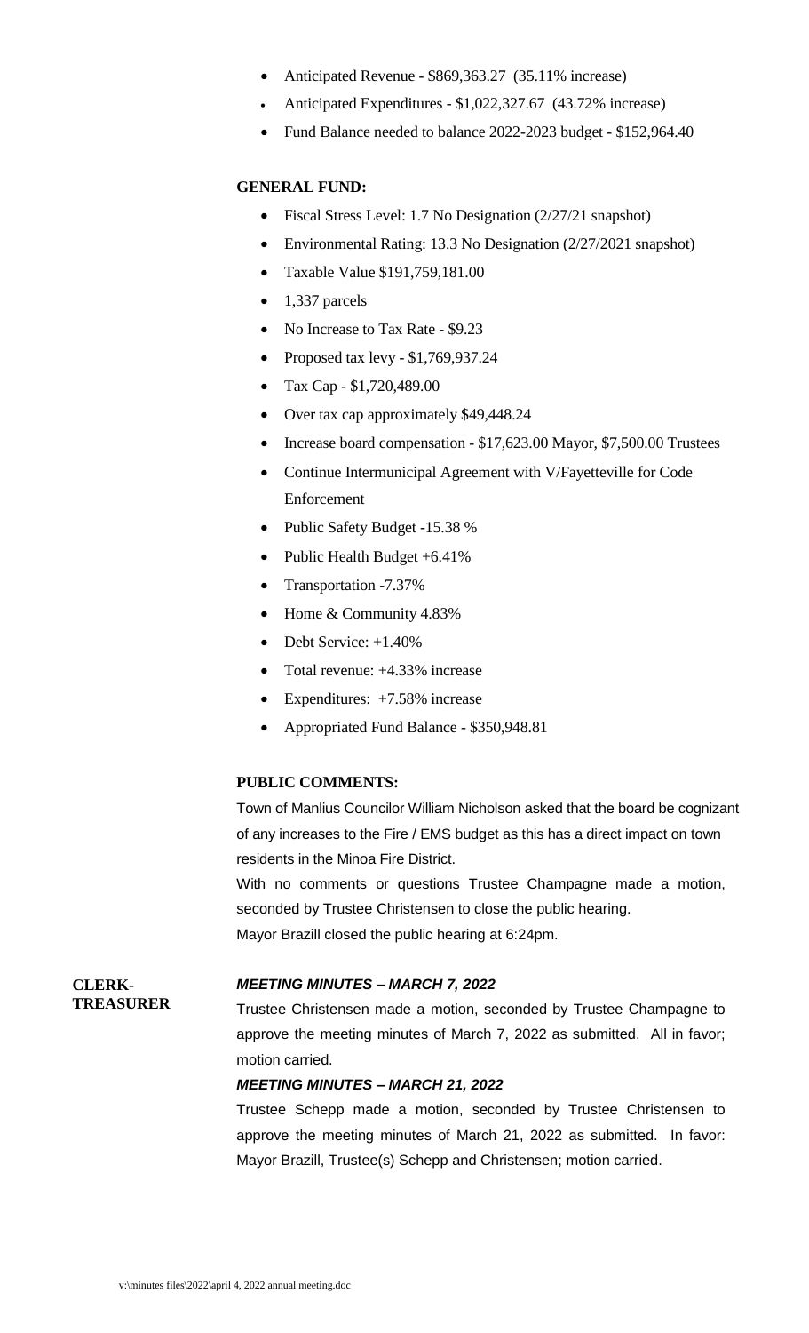- Anticipated Revenue - $869,363.27 (35.11% increase)
- Anticipated Expenditures - $1,022,327.67 (43.72% increase)
- Fund Balance needed to balance 2022-2023 budget - $152,964.40

**GENERAL FUND:**

- Fiscal Stress Level: 1.7 No Designation (2/27/21 snapshot)
- Environmental Rating: 13.3 No Designation (2/27/2021 snapshot)
- Taxable Value $191,759,181.00
- 1,337 parcels
- No Increase to Tax Rate - $9.23
- Proposed tax levy - $1,769,937.24
- Tax Cap - $1,720,489.00
- Over tax cap approximately $49,448.24
- Increase board compensation - $17,623.00 Mayor, $7,500.00 Trustees
- Continue Intermunicipal Agreement with V/Fayetteville for Code Enforcement
- Public Safety Budget -15.38 %
- Public Health Budget +6.41%
- Transportation -7.37%
- Home & Community 4.83%
- Debt Service: +1.40%
- Total revenue: +4.33% increase
- Expenditures: +7.58% increase
- Appropriated Fund Balance - $350,948.81

**PUBLIC COMMENTS:**

Town of Manlius Councilor William Nicholson asked that the board be cognizant of any increases to the Fire / EMS budget as this has a direct impact on town residents in the Minoa Fire District.

With no comments or questions Trustee Champagne made a motion, seconded by Trustee Christensen to close the public hearing.

Mayor Brazill closed the public hearing at 6:24pm.

**CLERK-TREASURER**

***MEETING MINUTES – MARCH 7, 2022***

Trustee Christensen made a motion, seconded by Trustee Champagne to approve the meeting minutes of March 7, 2022 as submitted. All in favor; motion carried.

***MEETING MINUTES – MARCH 21, 2022***

Trustee Schepp made a motion, seconded by Trustee Christensen to approve the meeting minutes of March 21, 2022 as submitted. In favor: Mayor Brazill, Trustee(s) Schepp and Christensen; motion carried.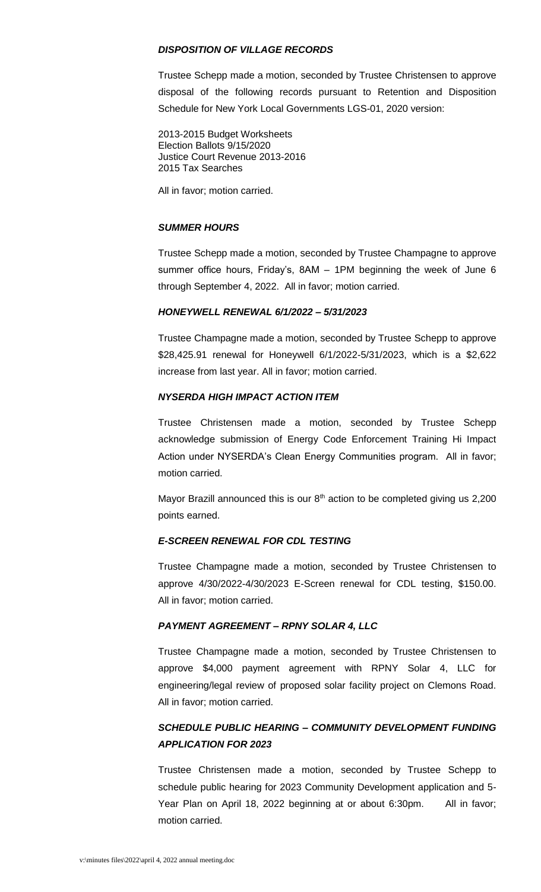***DISPOSITION OF VILLAGE RECORDS***

Trustee Schepp made a motion, seconded by Trustee Christensen to approve disposal of the following records pursuant to Retention and Disposition Schedule for New York Local Governments LGS-01, 2020 version:

2013-2015 Budget Worksheets
Election Ballots 9/15/2020
Justice Court Revenue 2013-2016
2015 Tax Searches

All in favor; motion carried.

***SUMMER HOURS***

Trustee Schepp made a motion, seconded by Trustee Champagne to approve summer office hours, Friday's, 8AM – 1PM beginning the week of June 6 through September 4, 2022. All in favor; motion carried.

***HONEYWELL RENEWAL 6/1/2022 – 5/31/2023***

Trustee Champagne made a motion, seconded by Trustee Schepp to approve $28,425.91 renewal for Honeywell 6/1/2022-5/31/2023, which is a $2,622 increase from last year. All in favor; motion carried.

***NYSERDA HIGH IMPACT ACTION ITEM***

Trustee Christensen made a motion, seconded by Trustee Schepp acknowledge submission of Energy Code Enforcement Training Hi Impact Action under NYSERDA's Clean Energy Communities program. All in favor; motion carried.

Mayor Brazill announced this is our 8th action to be completed giving us 2,200 points earned.

***E-SCREEN RENEWAL FOR CDL TESTING***

Trustee Champagne made a motion, seconded by Trustee Christensen to approve 4/30/2022-4/30/2023 E-Screen renewal for CDL testing, $150.00. All in favor; motion carried.

***PAYMENT AGREEMENT – RPNY SOLAR 4, LLC***

Trustee Champagne made a motion, seconded by Trustee Christensen to approve $4,000 payment agreement with RPNY Solar 4, LLC for engineering/legal review of proposed solar facility project on Clemons Road. All in favor; motion carried.

***SCHEDULE PUBLIC HEARING – COMMUNITY DEVELOPMENT FUNDING APPLICATION FOR 2023***

Trustee Christensen made a motion, seconded by Trustee Schepp to schedule public hearing for 2023 Community Development application and 5-Year Plan on April 18, 2022 beginning at or about 6:30pm. All in favor; motion carried.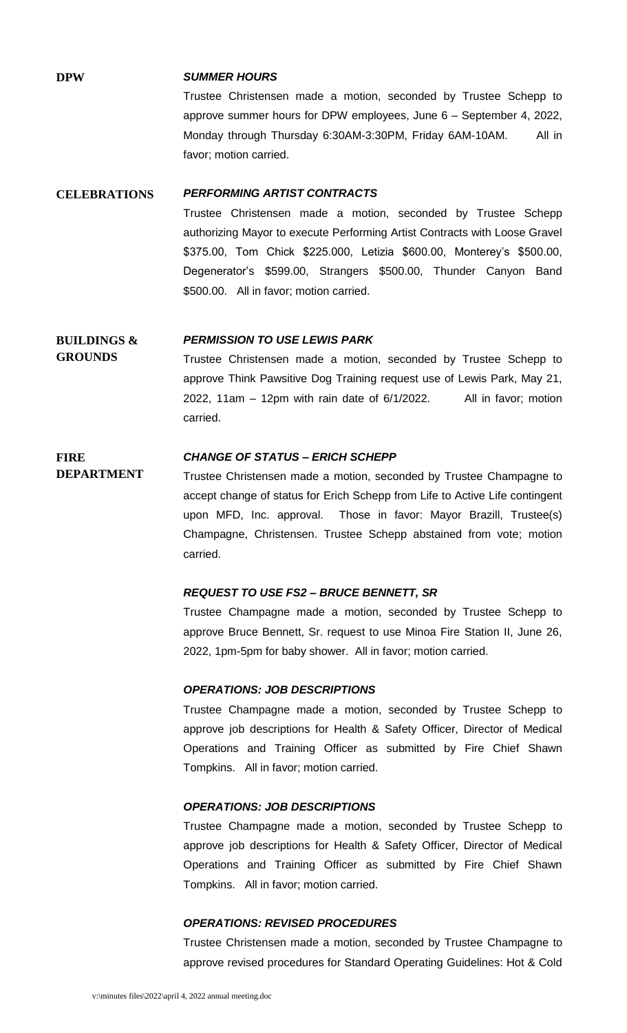**DPW**

***SUMMER HOURS***

Trustee Christensen made a motion, seconded by Trustee Schepp to approve summer hours for DPW employees, June 6 – September 4, 2022, Monday through Thursday 6:30AM-3:30PM, Friday 6AM-10AM. All in favor; motion carried.

**CELEBRATIONS**

***PERFORMING ARTIST CONTRACTS***

Trustee Christensen made a motion, seconded by Trustee Schepp authorizing Mayor to execute Performing Artist Contracts with Loose Gravel $375.00, Tom Chick $225.000, Letizia $600.00, Monterey's $500.00, Degenerator's $599.00, Strangers $500.00, Thunder Canyon Band $500.00. All in favor; motion carried.

**BUILDINGS & GROUNDS**

***PERMISSION TO USE LEWIS PARK***

Trustee Christensen made a motion, seconded by Trustee Schepp to approve Think Pawsitive Dog Training request use of Lewis Park, May 21, 2022, 11am – 12pm with rain date of 6/1/2022. All in favor; motion carried.

**FIRE DEPARTMENT**

***CHANGE OF STATUS – ERICH SCHEPP***

Trustee Christensen made a motion, seconded by Trustee Champagne to accept change of status for Erich Schepp from Life to Active Life contingent upon MFD, Inc. approval. Those in favor: Mayor Brazill, Trustee(s) Champagne, Christensen. Trustee Schepp abstained from vote; motion carried.

***REQUEST TO USE FS2 – BRUCE BENNETT, SR***

Trustee Champagne made a motion, seconded by Trustee Schepp to approve Bruce Bennett, Sr. request to use Minoa Fire Station II, June 26, 2022, 1pm-5pm for baby shower. All in favor; motion carried.

***OPERATIONS: JOB DESCRIPTIONS***

Trustee Champagne made a motion, seconded by Trustee Schepp to approve job descriptions for Health & Safety Officer, Director of Medical Operations and Training Officer as submitted by Fire Chief Shawn Tompkins. All in favor; motion carried.

***OPERATIONS: JOB DESCRIPTIONS***

Trustee Champagne made a motion, seconded by Trustee Schepp to approve job descriptions for Health & Safety Officer, Director of Medical Operations and Training Officer as submitted by Fire Chief Shawn Tompkins. All in favor; motion carried.

***OPERATIONS: REVISED PROCEDURES***

Trustee Christensen made a motion, seconded by Trustee Champagne to approve revised procedures for Standard Operating Guidelines: Hot & Cold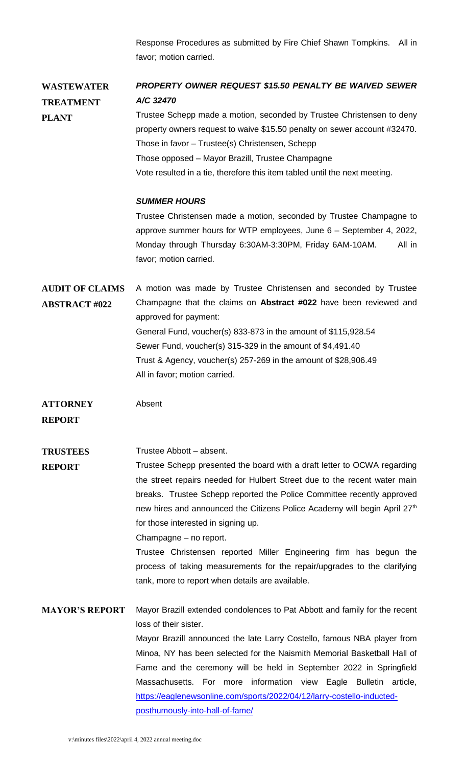Response Procedures as submitted by Fire Chief Shawn Tompkins. All in favor; motion carried.

## WASTEWATER TREATMENT PLANT

***PROPERTY OWNER REQUEST $15.50 PENALTY BE WAIVED SEWER A/C 32470***

Trustee Schepp made a motion, seconded by Trustee Christensen to deny property owners request to waive $15.50 penalty on sewer account #32470.
Those in favor – Trustee(s) Christensen, Schepp
Those opposed – Mayor Brazill, Trustee Champagne
Vote resulted in a tie, therefore this item tabled until the next meeting.

***SUMMER HOURS***

Trustee Christensen made a motion, seconded by Trustee Champagne to approve summer hours for WTP employees, June 6 – September 4, 2022, Monday through Thursday 6:30AM-3:30PM, Friday 6AM-10AM. All in favor; motion carried.

## AUDIT OF CLAIMS ABSTRACT #022

A motion was made by Trustee Christensen and seconded by Trustee Champagne that the claims on **Abstract #022** have been reviewed and approved for payment:
General Fund, voucher(s) 833-873 in the amount of $115,928.54
Sewer Fund, voucher(s) 315-329 in the amount of $4,491.40
Trust & Agency, voucher(s) 257-269 in the amount of $28,906.49
All in favor; motion carried.

## ATTORNEY REPORT

Absent

## TRUSTEES REPORT

Trustee Abbott – absent.

Trustee Schepp presented the board with a draft letter to OCWA regarding the street repairs needed for Hulbert Street due to the recent water main breaks. Trustee Schepp reported the Police Committee recently approved new hires and announced the Citizens Police Academy will begin April 27th for those interested in signing up.

Champagne – no report.

Trustee Christensen reported Miller Engineering firm has begun the process of taking measurements for the repair/upgrades to the clarifying tank, more to report when details are available.

## MAYOR'S REPORT

Mayor Brazill extended condolences to Pat Abbott and family for the recent loss of their sister.

Mayor Brazill announced the late Larry Costello, famous NBA player from Minoa, NY has been selected for the Naismith Memorial Basketball Hall of Fame and the ceremony will be held in September 2022 in Springfield Massachusetts. For more information view Eagle Bulletin article, https://eaglenewsonline.com/sports/2022/04/12/larry-costello-inducted-posthumously-into-hall-of-fame/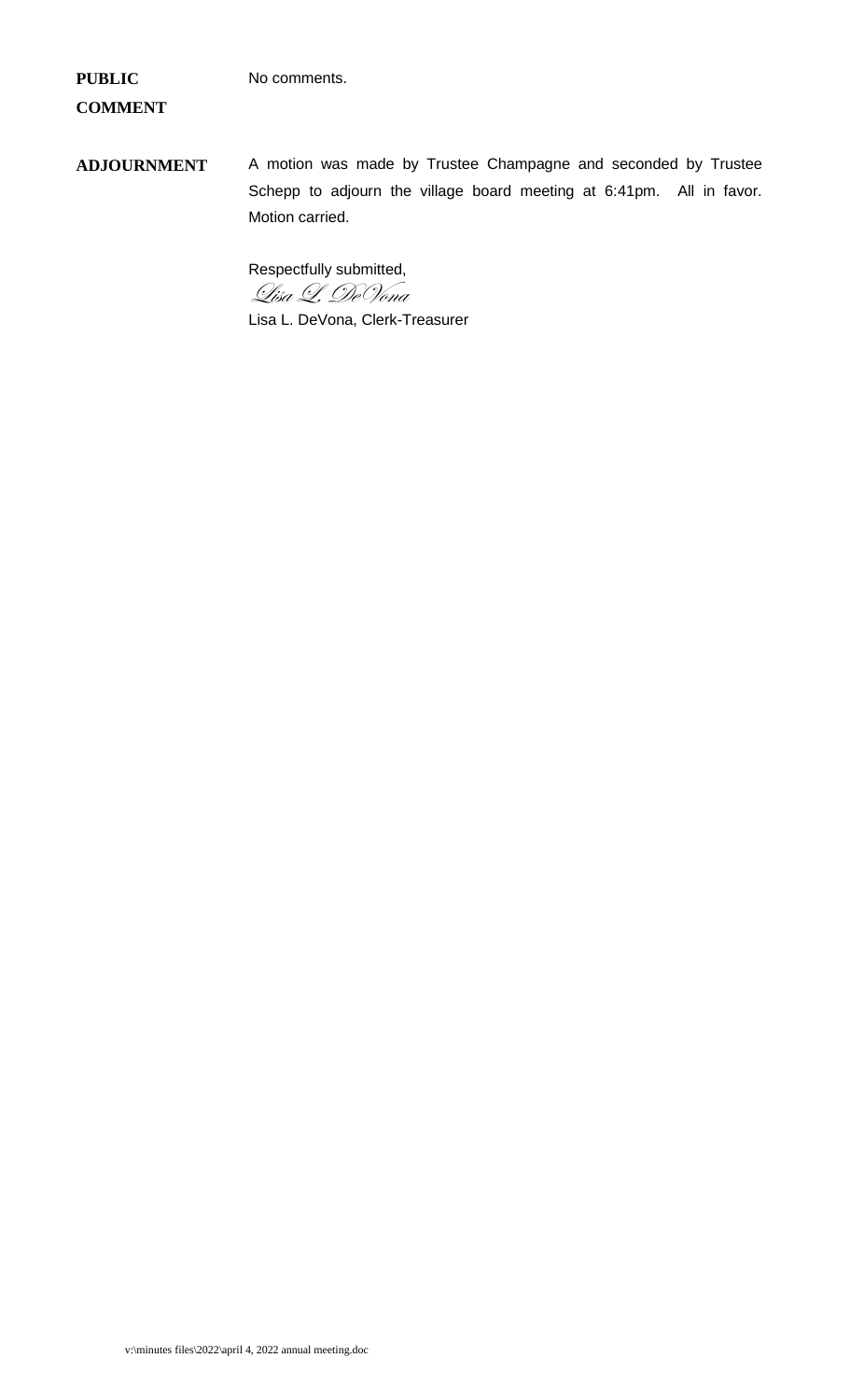**PUBLIC COMMENT**

No comments.

**ADJOURNMENT**

A motion was made by Trustee Champagne and seconded by Trustee Schepp to adjourn the village board meeting at 6:41pm. All in favor. Motion carried.

Respectfully submitted,

*Lisa L. DeVona*

Lisa L. DeVona, Clerk-Treasurer

v:\minutes files\2022\april 4, 2022 annual meeting.doc